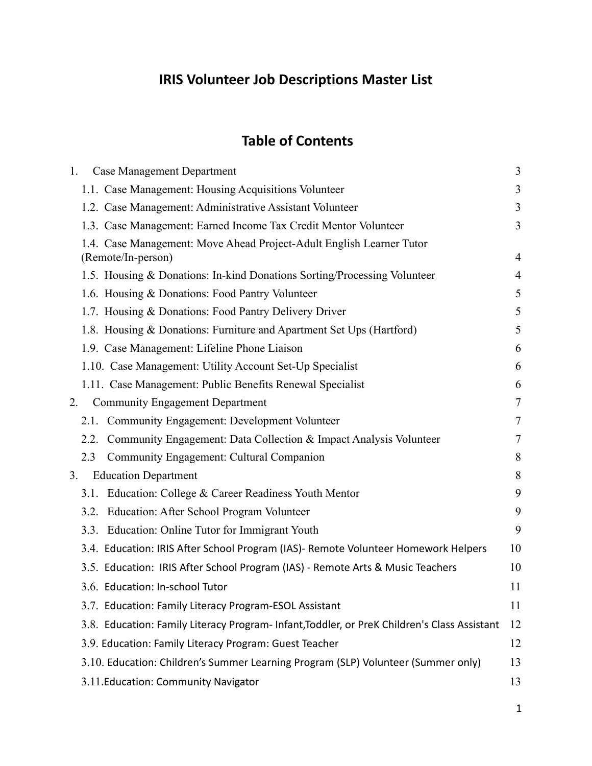# IRIS Volunteer Job Descriptions Master List

## Table of Contents

| | |
|---|---|
| 1. Case Management Department | 3 |
| 1.1. Case Management: Housing Acquisitions Volunteer | 3 |
| 1.2. Case Management: Administrative Assistant Volunteer | 3 |
| 1.3. Case Management: Earned Income Tax Credit Mentor Volunteer | 3 |
| 1.4. Case Management: Move Ahead Project-Adult English Learner Tutor (Remote/In-person) | 4 |
| 1.5. Housing & Donations: In-kind Donations Sorting/Processing Volunteer | 4 |
| 1.6. Housing & Donations: Food Pantry Volunteer | 5 |
| 1.7. Housing & Donations: Food Pantry Delivery Driver | 5 |
| 1.8. Housing & Donations: Furniture and Apartment Set Ups (Hartford) | 5 |
| 1.9. Case Management: Lifeline Phone Liaison | 6 |
| 1.10. Case Management: Utility Account Set-Up Specialist | 6 |
| 1.11. Case Management: Public Benefits Renewal Specialist | 6 |
| 2. Community Engagement Department | 7 |
| 2.1. Community Engagement: Development Volunteer | 7 |
| 2.2. Community Engagement: Data Collection & Impact Analysis Volunteer | 7 |
| 2.3 Community Engagement: Cultural Companion | 8 |
| 3. Education Department | 8 |
| 3.1. Education: College & Career Readiness Youth Mentor | 9 |
| 3.2. Education: After School Program Volunteer | 9 |
| 3.3. Education: Online Tutor for Immigrant Youth | 9 |
| 3.4. Education: IRIS After School Program (IAS)- Remote Volunteer Homework Helpers | 10 |
| 3.5. Education: IRIS After School Program (IAS) - Remote Arts & Music Teachers | 10 |
| 3.6. Education: In-school Tutor | 11 |
| 3.7. Education: Family Literacy Program-ESOL Assistant | 11 |
| 3.8. Education: Family Literacy Program- Infant,Toddler, or PreK Children's Class Assistant | 12 |
| 3.9. Education: Family Literacy Program: Guest Teacher | 12 |
| 3.10. Education: Children's Summer Learning Program (SLP) Volunteer (Summer only) | 13 |
| 3.11.Education: Community Navigator | 13 |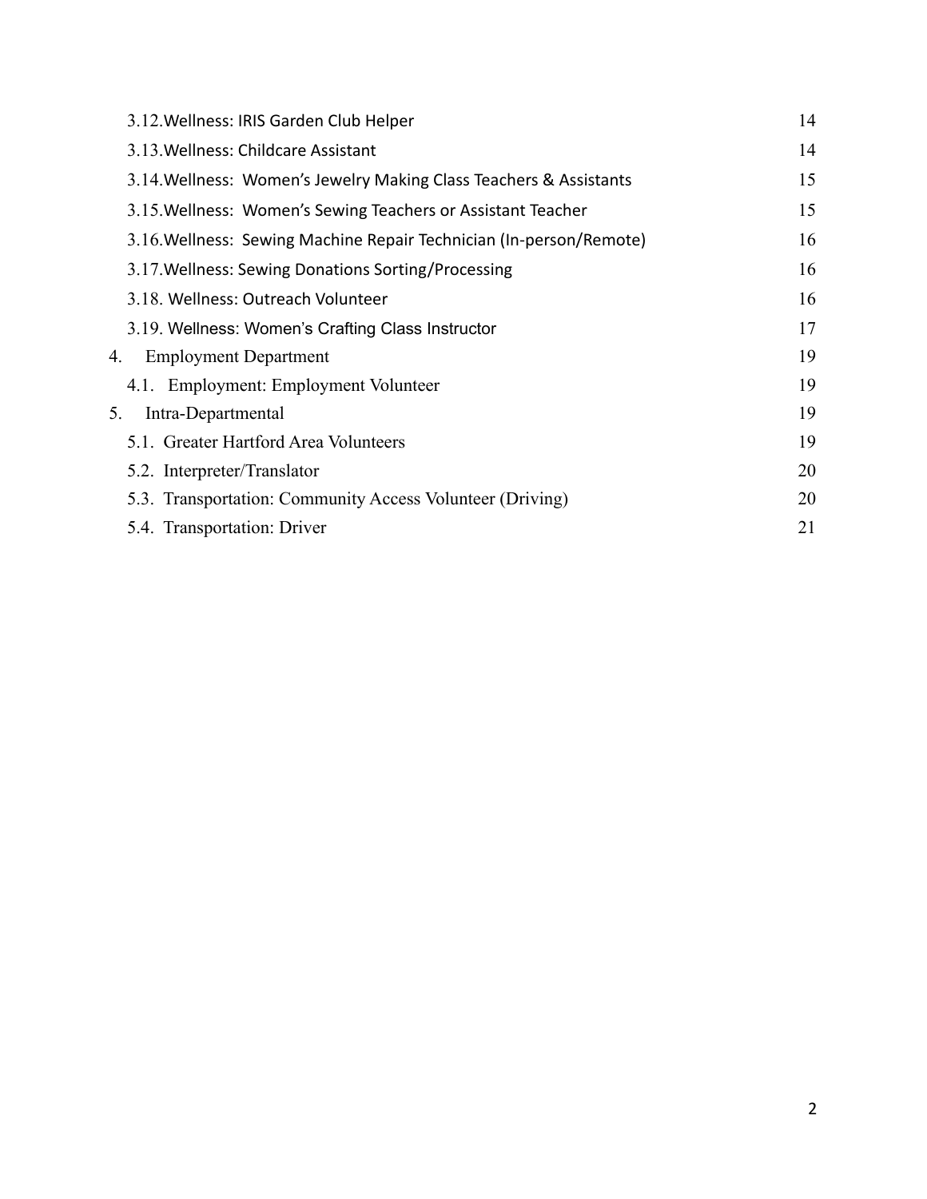3.12.Wellness: IRIS Garden Club Helper 14

3.13.Wellness: Childcare Assistant 14

3.14.Wellness: Women's Jewelry Making Class Teachers & Assistants 15

3.15.Wellness: Women's Sewing Teachers or Assistant Teacher 15

3.16.Wellness: Sewing Machine Repair Technician (In-person/Remote) 16

3.17.Wellness: Sewing Donations Sorting/Processing 16

3.18. Wellness: Outreach Volunteer 16

3.19. Wellness: Women's Crafting Class Instructor 17

4. Employment Department 19

4.1. Employment: Employment Volunteer 19

5. Intra-Departmental 19

5.1. Greater Hartford Area Volunteers 19

5.2. Interpreter/Translator 20

5.3. Transportation: Community Access Volunteer (Driving) 20

5.4. Transportation: Driver 21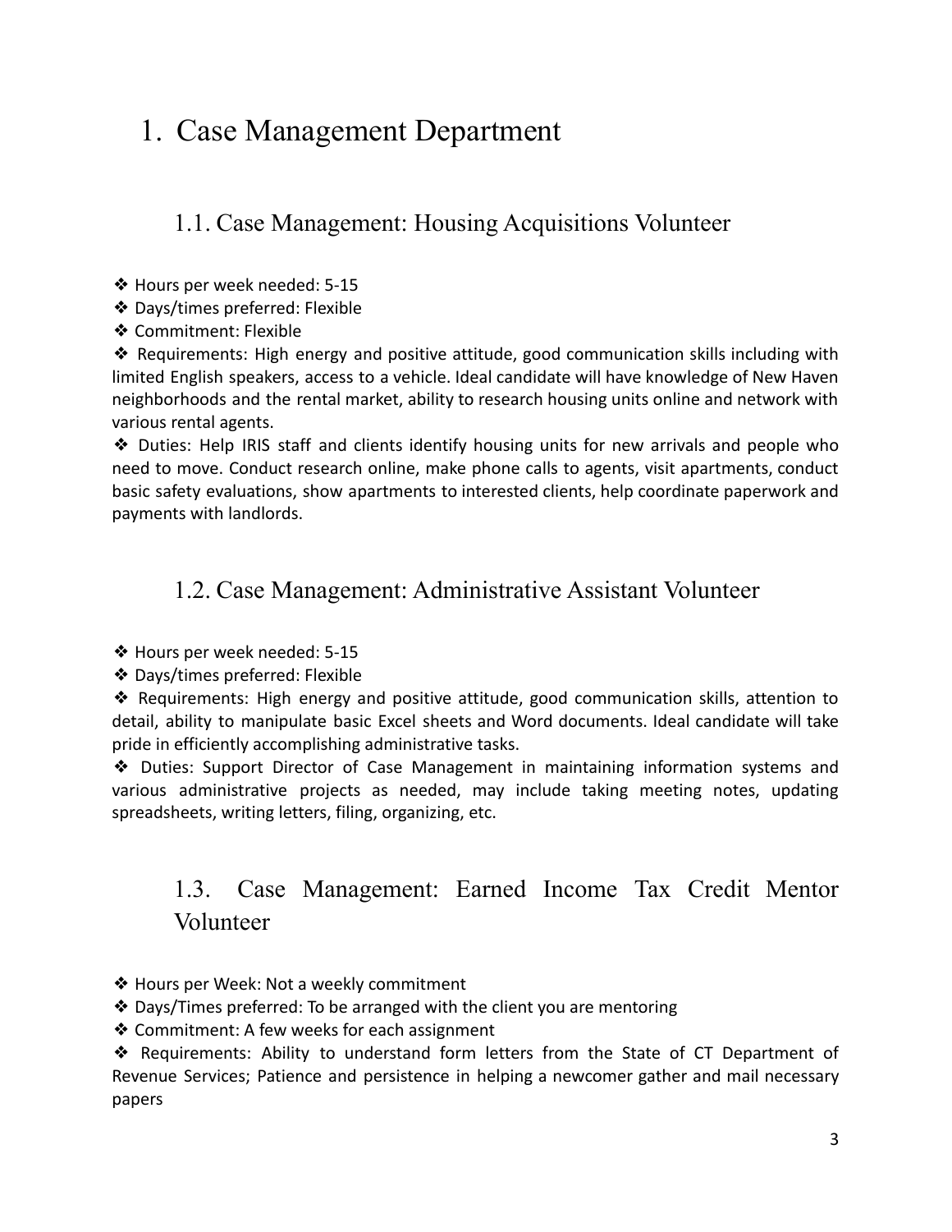# 1. Case Management Department

## 1.1. Case Management: Housing Acquisitions Volunteer

❖ Hours per week needed: 5-15

❖ Days/times preferred: Flexible

❖ Commitment: Flexible

❖ Requirements: High energy and positive attitude, good communication skills including with limited English speakers, access to a vehicle. Ideal candidate will have knowledge of New Haven neighborhoods and the rental market, ability to research housing units online and network with various rental agents.

❖ Duties: Help IRIS staff and clients identify housing units for new arrivals and people who need to move. Conduct research online, make phone calls to agents, visit apartments, conduct basic safety evaluations, show apartments to interested clients, help coordinate paperwork and payments with landlords.

## 1.2. Case Management: Administrative Assistant Volunteer

❖ Hours per week needed: 5-15

❖ Days/times preferred: Flexible

❖ Requirements: High energy and positive attitude, good communication skills, attention to detail, ability to manipulate basic Excel sheets and Word documents. Ideal candidate will take pride in efficiently accomplishing administrative tasks.

❖ Duties: Support Director of Case Management in maintaining information systems and various administrative projects as needed, may include taking meeting notes, updating spreadsheets, writing letters, filing, organizing, etc.

## 1.3. Case Management: Earned Income Tax Credit Mentor Volunteer

❖ Hours per Week: Not a weekly commitment

❖ Days/Times preferred: To be arranged with the client you are mentoring

❖ Commitment: A few weeks for each assignment

❖ Requirements: Ability to understand form letters from the State of CT Department of Revenue Services; Patience and persistence in helping a newcomer gather and mail necessary papers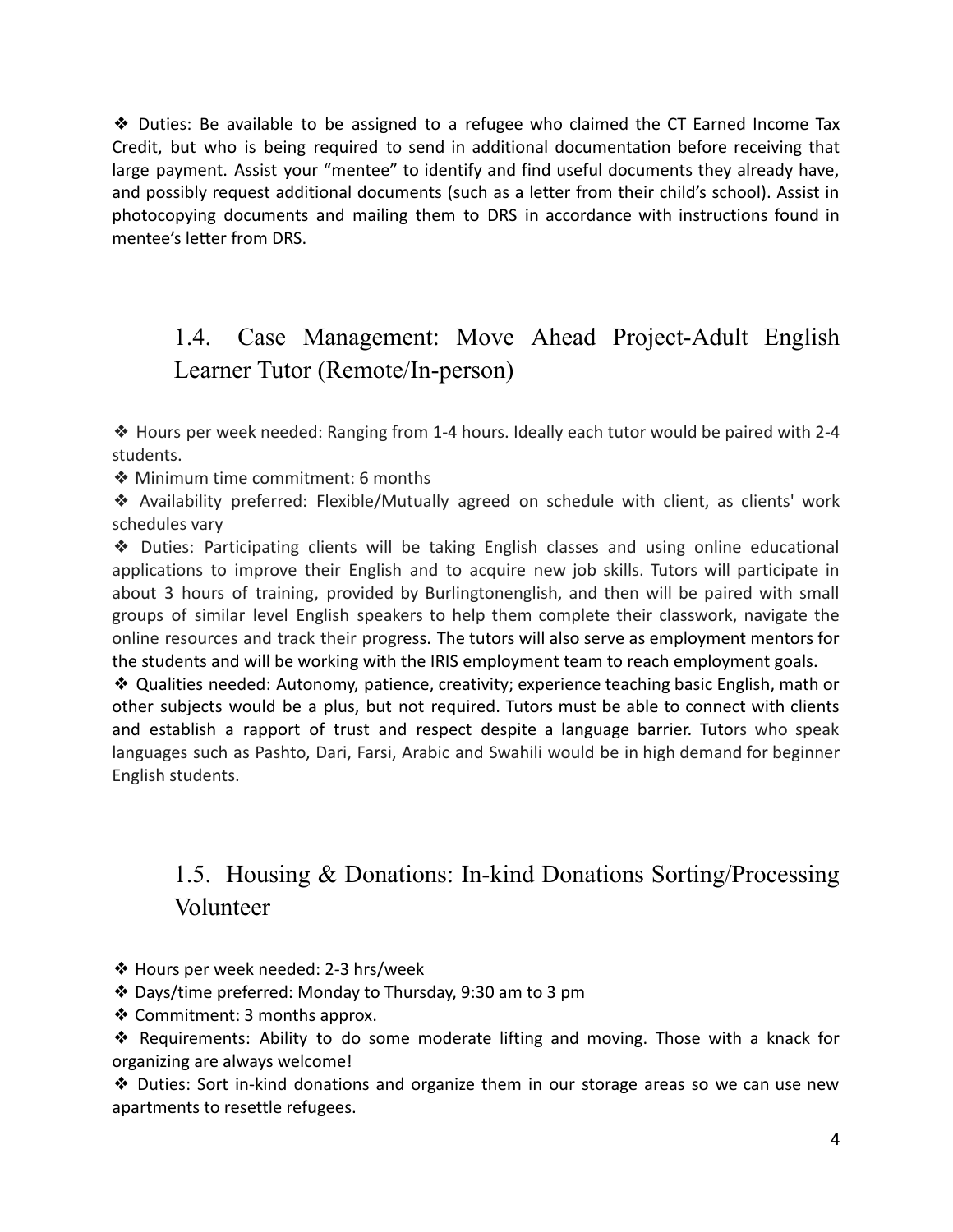❖ Duties: Be available to be assigned to a refugee who claimed the CT Earned Income Tax Credit, but who is being required to send in additional documentation before receiving that large payment. Assist your "mentee" to identify and find useful documents they already have, and possibly request additional documents (such as a letter from their child's school). Assist in photocopying documents and mailing them to DRS in accordance with instructions found in mentee's letter from DRS.

## 1.4. Case Management: Move Ahead Project-Adult English Learner Tutor (Remote/In-person)

❖ Hours per week needed: Ranging from 1-4 hours. Ideally each tutor would be paired with 2-4 students.

❖ Minimum time commitment: 6 months

❖ Availability preferred: Flexible/Mutually agreed on schedule with client, as clients' work schedules vary

❖ Duties: Participating clients will be taking English classes and using online educational applications to improve their English and to acquire new job skills. Tutors will participate in about 3 hours of training, provided by Burlingtonenglish, and then will be paired with small groups of similar level English speakers to help them complete their classwork, navigate the online resources and track their progress. The tutors will also serve as employment mentors for the students and will be working with the IRIS employment team to reach employment goals.

❖ Qualities needed: Autonomy, patience, creativity; experience teaching basic English, math or other subjects would be a plus, but not required. Tutors must be able to connect with clients and establish a rapport of trust and respect despite a language barrier. Tutors who speak languages such as Pashto, Dari, Farsi, Arabic and Swahili would be in high demand for beginner English students.

## 1.5. Housing & Donations: In-kind Donations Sorting/Processing Volunteer

❖ Hours per week needed: 2-3 hrs/week

❖ Days/time preferred: Monday to Thursday, 9:30 am to 3 pm

❖ Commitment: 3 months approx.

❖ Requirements: Ability to do some moderate lifting and moving. Those with a knack for organizing are always welcome!

❖ Duties: Sort in-kind donations and organize them in our storage areas so we can use new apartments to resettle refugees.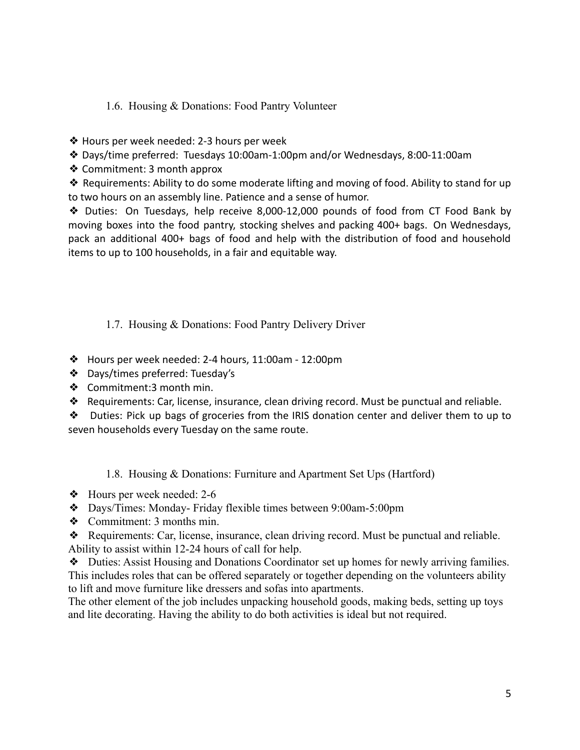### 1.6. Housing & Donations: Food Pantry Volunteer

- Hours per week needed: 2-3 hours per week
- Days/time preferred: Tuesdays 10:00am-1:00pm and/or Wednesdays, 8:00-11:00am
- Commitment: 3 month approx
- Requirements: Ability to do some moderate lifting and moving of food. Ability to stand for up to two hours on an assembly line. Patience and a sense of humor.
- Duties: On Tuesdays, help receive 8,000-12,000 pounds of food from CT Food Bank by moving boxes into the food pantry, stocking shelves and packing 400+ bags. On Wednesdays, pack an additional 400+ bags of food and help with the distribution of food and household items to up to 100 households, in a fair and equitable way.

### 1.7. Housing & Donations: Food Pantry Delivery Driver

- Hours per week needed: 2-4 hours, 11:00am - 12:00pm
- Days/times preferred: Tuesday's
- Commitment:3 month min.
- Requirements: Car, license, insurance, clean driving record. Must be punctual and reliable.
- Duties: Pick up bags of groceries from the IRIS donation center and deliver them to up to seven households every Tuesday on the same route.

### 1.8. Housing & Donations: Furniture and Apartment Set Ups (Hartford)

- Hours per week needed: 2-6
- Days/Times: Monday- Friday flexible times between 9:00am-5:00pm
- Commitment: 3 months min.
- Requirements: Car, license, insurance, clean driving record. Must be punctual and reliable. Ability to assist within 12-24 hours of call for help.
- Duties: Assist Housing and Donations Coordinator set up homes for newly arriving families. This includes roles that can be offered separately or together depending on the volunteers ability to lift and move furniture like dressers and sofas into apartments.

The other element of the job includes unpacking household goods, making beds, setting up toys and lite decorating. Having the ability to do both activities is ideal but not required.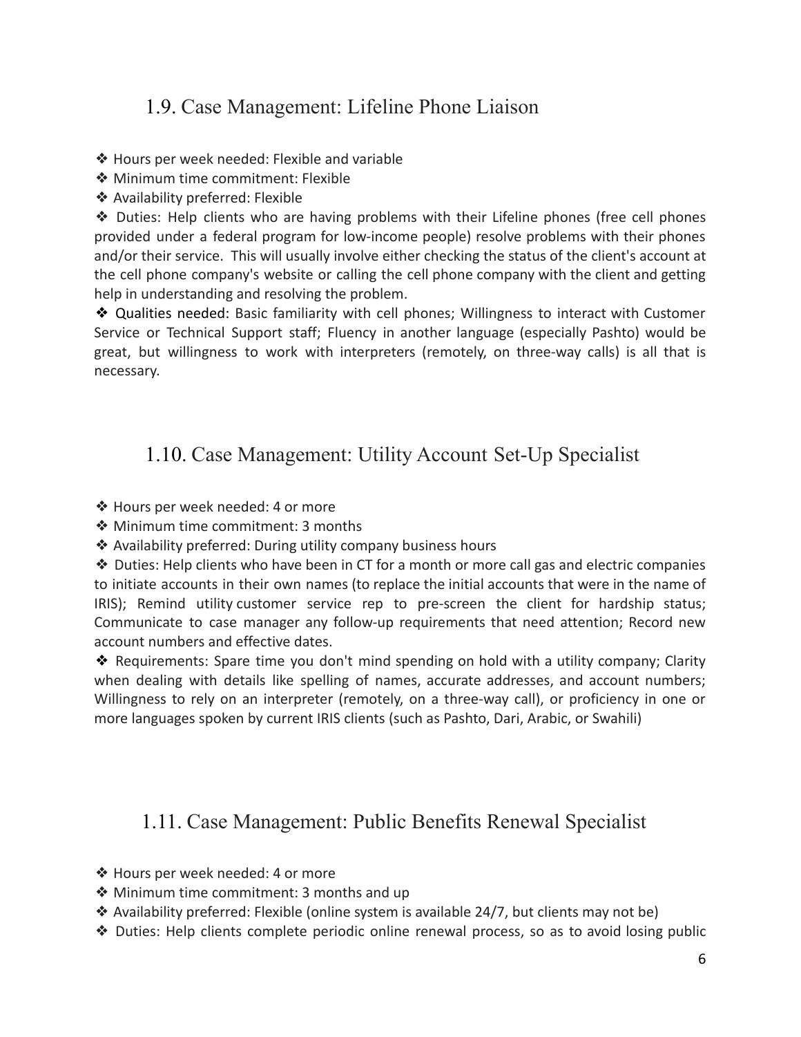## 1.9. Case Management: Lifeline Phone Liaison

❖ Hours per week needed: Flexible and variable
❖ Minimum time commitment: Flexible
❖ Availability preferred: Flexible
❖ Duties: Help clients who are having problems with their Lifeline phones (free cell phones provided under a federal program for low-income people) resolve problems with their phones and/or their service. This will usually involve either checking the status of the client's account at the cell phone company's website or calling the cell phone company with the client and getting help in understanding and resolving the problem.
❖ Qualities needed: Basic familiarity with cell phones; Willingness to interact with Customer Service or Technical Support staff; Fluency in another language (especially Pashto) would be great, but willingness to work with interpreters (remotely, on three-way calls) is all that is necessary.

## 1.10. Case Management: Utility Account Set-Up Specialist

❖ Hours per week needed: 4 or more
❖ Minimum time commitment: 3 months
❖ Availability preferred: During utility company business hours
❖ Duties: Help clients who have been in CT for a month or more call gas and electric companies to initiate accounts in their own names (to replace the initial accounts that were in the name of IRIS); Remind utility customer service rep to pre-screen the client for hardship status; Communicate to case manager any follow-up requirements that need attention; Record new account numbers and effective dates.
❖ Requirements: Spare time you don't mind spending on hold with a utility company; Clarity when dealing with details like spelling of names, accurate addresses, and account numbers; Willingness to rely on an interpreter (remotely, on a three-way call), or proficiency in one or more languages spoken by current IRIS clients (such as Pashto, Dari, Arabic, or Swahili)

## 1.11. Case Management: Public Benefits Renewal Specialist

❖ Hours per week needed: 4 or more
❖ Minimum time commitment: 3 months and up
❖ Availability preferred: Flexible (online system is available 24/7, but clients may not be)
❖ Duties: Help clients complete periodic online renewal process, so as to avoid losing public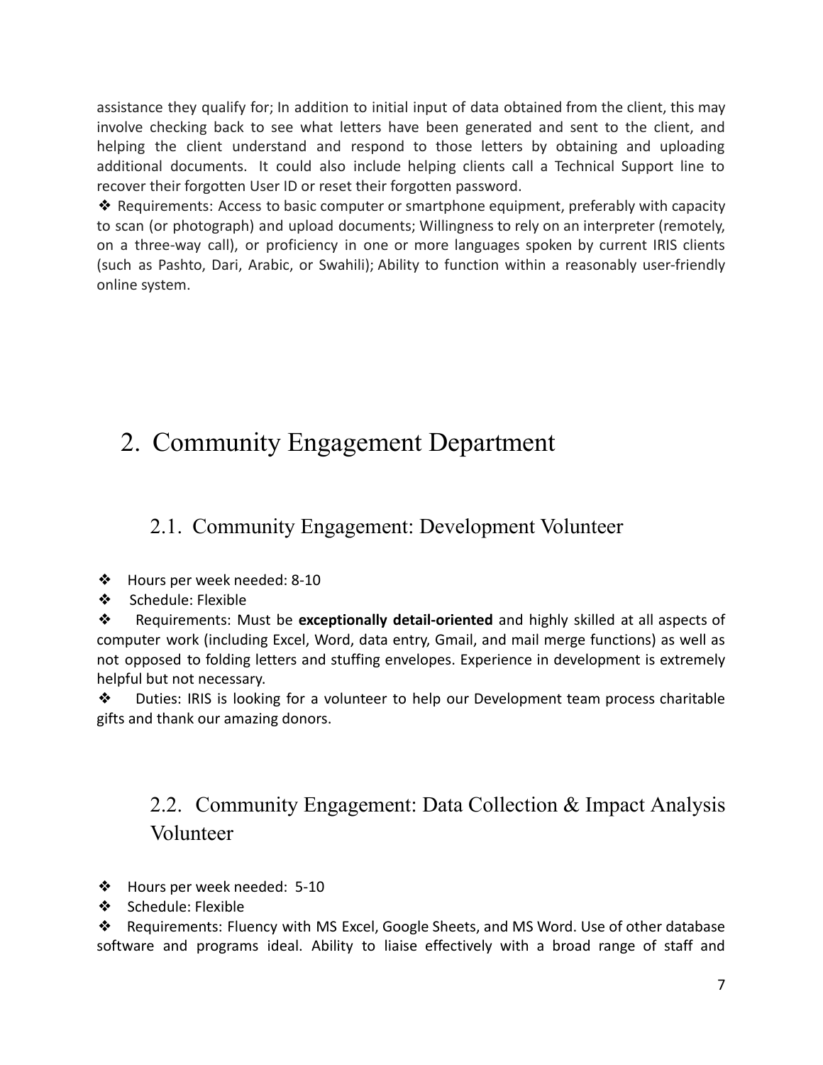assistance they qualify for; In addition to initial input of data obtained from the client, this may involve checking back to see what letters have been generated and sent to the client, and helping the client understand and respond to those letters by obtaining and uploading additional documents. It could also include helping clients call a Technical Support line to recover their forgotten User ID or reset their forgotten password.

❖ Requirements: Access to basic computer or smartphone equipment, preferably with capacity to scan (or photograph) and upload documents; Willingness to rely on an interpreter (remotely, on a three-way call), or proficiency in one or more languages spoken by current IRIS clients (such as Pashto, Dari, Arabic, or Swahili); Ability to function within a reasonably user-friendly online system.

# 2. Community Engagement Department

## 2.1. Community Engagement: Development Volunteer

❖ Hours per week needed: 8-10

❖ Schedule: Flexible

❖ Requirements: Must be **exceptionally detail-oriented** and highly skilled at all aspects of computer work (including Excel, Word, data entry, Gmail, and mail merge functions) as well as not opposed to folding letters and stuffing envelopes. Experience in development is extremely helpful but not necessary.

❖ Duties: IRIS is looking for a volunteer to help our Development team process charitable gifts and thank our amazing donors.

## 2.2. Community Engagement: Data Collection & Impact Analysis Volunteer

❖ Hours per week needed: 5-10

❖ Schedule: Flexible

❖ Requirements: Fluency with MS Excel, Google Sheets, and MS Word. Use of other database software and programs ideal. Ability to liaise effectively with a broad range of staff and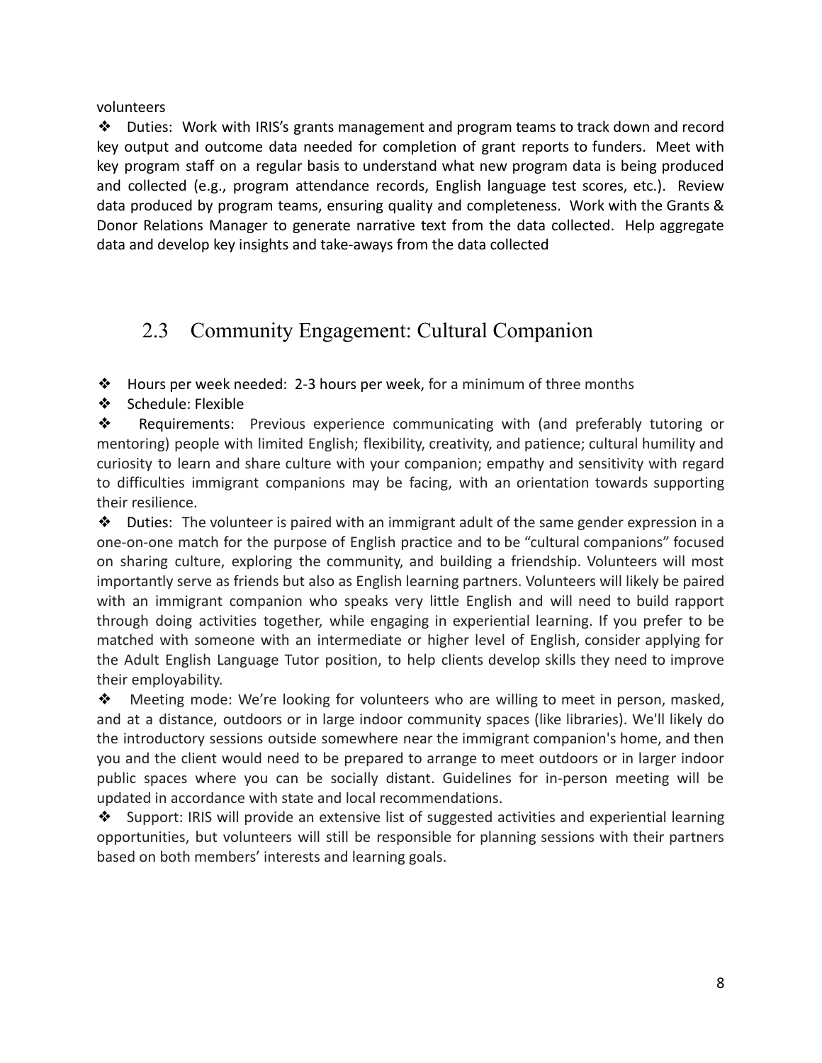volunteers

- Duties: Work with IRIS's grants management and program teams to track down and record key output and outcome data needed for completion of grant reports to funders. Meet with key program staff on a regular basis to understand what new program data is being produced and collected (e.g., program attendance records, English language test scores, etc.). Review data produced by program teams, ensuring quality and completeness. Work with the Grants & Donor Relations Manager to generate narrative text from the data collected. Help aggregate data and develop key insights and take-aways from the data collected

## 2.3 Community Engagement: Cultural Companion

- Hours per week needed: 2-3 hours per week, for a minimum of three months
- Schedule: Flexible
- Requirements: Previous experience communicating with (and preferably tutoring or mentoring) people with limited English; flexibility, creativity, and patience; cultural humility and curiosity to learn and share culture with your companion; empathy and sensitivity with regard to difficulties immigrant companions may be facing, with an orientation towards supporting their resilience.
- Duties: The volunteer is paired with an immigrant adult of the same gender expression in a one-on-one match for the purpose of English practice and to be "cultural companions" focused on sharing culture, exploring the community, and building a friendship. Volunteers will most importantly serve as friends but also as English learning partners. Volunteers will likely be paired with an immigrant companion who speaks very little English and will need to build rapport through doing activities together, while engaging in experiential learning. If you prefer to be matched with someone with an intermediate or higher level of English, consider applying for the Adult English Language Tutor position, to help clients develop skills they need to improve their employability.
- Meeting mode: We're looking for volunteers who are willing to meet in person, masked, and at a distance, outdoors or in large indoor community spaces (like libraries). We'll likely do the introductory sessions outside somewhere near the immigrant companion's home, and then you and the client would need to be prepared to arrange to meet outdoors or in larger indoor public spaces where you can be socially distant. Guidelines for in-person meeting will be updated in accordance with state and local recommendations.
- Support: IRIS will provide an extensive list of suggested activities and experiential learning opportunities, but volunteers will still be responsible for planning sessions with their partners based on both members' interests and learning goals.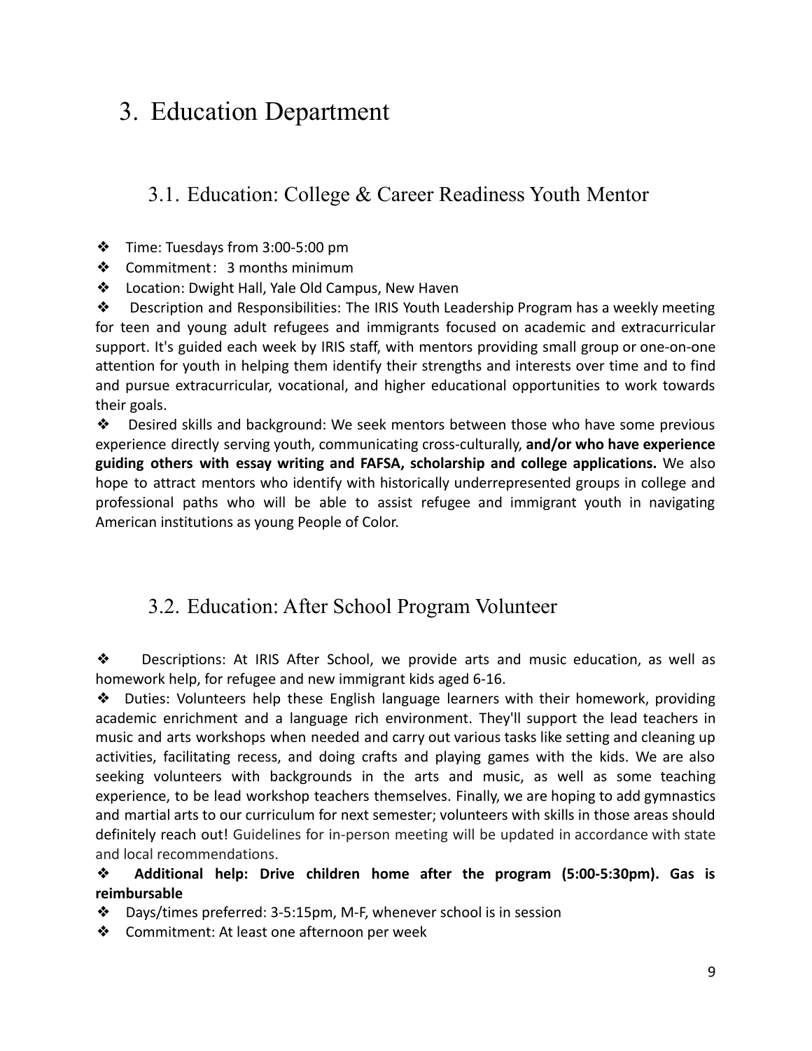# 3. Education Department

## 3.1. Education: College & Career Readiness Youth Mentor

- ❖ Time: Tuesdays from 3:00-5:00 pm
- ❖ Commitment：3 months minimum
- ❖ Location: Dwight Hall, Yale Old Campus, New Haven
- ❖ Description and Responsibilities: The IRIS Youth Leadership Program has a weekly meeting for teen and young adult refugees and immigrants focused on academic and extracurricular support. It's guided each week by IRIS staff, with mentors providing small group or one-on-one attention for youth in helping them identify their strengths and interests over time and to find and pursue extracurricular, vocational, and higher educational opportunities to work towards their goals.
- ❖ Desired skills and background: We seek mentors between those who have some previous experience directly serving youth, communicating cross-culturally, **and/or who have experience guiding others with essay writing and FAFSA, scholarship and college applications.** We also hope to attract mentors who identify with historically underrepresented groups in college and professional paths who will be able to assist refugee and immigrant youth in navigating American institutions as young People of Color.

## 3.2. Education: After School Program Volunteer

- ❖ Descriptions: At IRIS After School, we provide arts and music education, as well as homework help, for refugee and new immigrant kids aged 6-16.
- ❖ Duties: Volunteers help these English language learners with their homework, providing academic enrichment and a language rich environment. They'll support the lead teachers in music and arts workshops when needed and carry out various tasks like setting and cleaning up activities, facilitating recess, and doing crafts and playing games with the kids. We are also seeking volunteers with backgrounds in the arts and music, as well as some teaching experience, to be lead workshop teachers themselves. Finally, we are hoping to add gymnastics and martial arts to our curriculum for next semester; volunteers with skills in those areas should definitely reach out! Guidelines for in-person meeting will be updated in accordance with state and local recommendations.
- ❖ **Additional help: Drive children home after the program (5:00-5:30pm). Gas is reimbursable**
- ❖ Days/times preferred: 3-5:15pm, M-F, whenever school is in session
- ❖ Commitment: At least one afternoon per week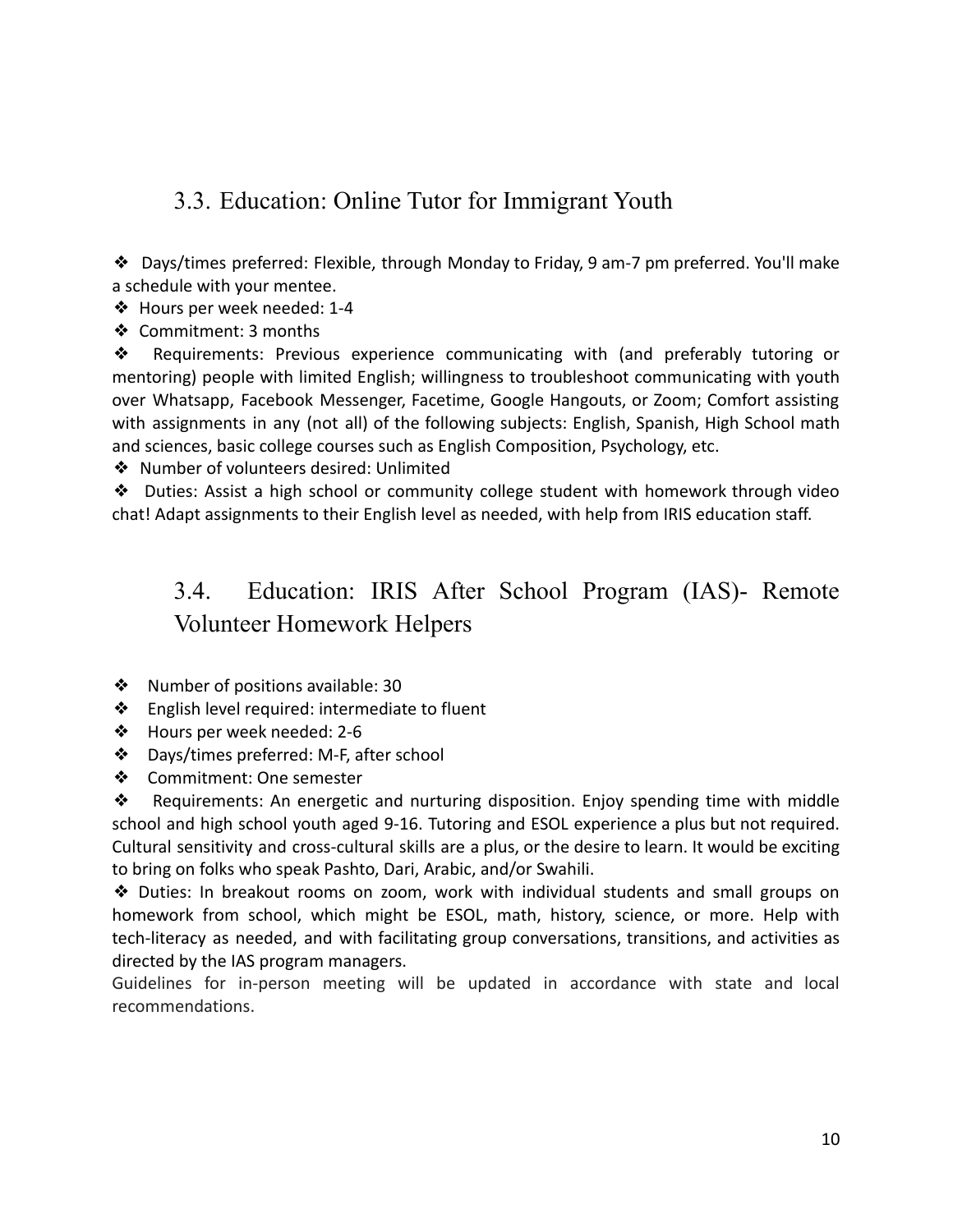## 3.3. Education: Online Tutor for Immigrant Youth

- Days/times preferred: Flexible, through Monday to Friday, 9 am-7 pm preferred. You'll make a schedule with your mentee.
- Hours per week needed: 1-4
- Commitment: 3 months
- Requirements: Previous experience communicating with (and preferably tutoring or mentoring) people with limited English; willingness to troubleshoot communicating with youth over Whatsapp, Facebook Messenger, Facetime, Google Hangouts, or Zoom; Comfort assisting with assignments in any (not all) of the following subjects: English, Spanish, High School math and sciences, basic college courses such as English Composition, Psychology, etc.
- Number of volunteers desired: Unlimited
- Duties: Assist a high school or community college student with homework through video chat! Adapt assignments to their English level as needed, with help from IRIS education staff.

## 3.4. Education: IRIS After School Program (IAS)- Remote Volunteer Homework Helpers

- Number of positions available: 30
- English level required: intermediate to fluent
- Hours per week needed: 2-6
- Days/times preferred: M-F, after school
- Commitment: One semester
- Requirements: An energetic and nurturing disposition. Enjoy spending time with middle school and high school youth aged 9-16. Tutoring and ESOL experience a plus but not required. Cultural sensitivity and cross-cultural skills are a plus, or the desire to learn. It would be exciting to bring on folks who speak Pashto, Dari, Arabic, and/or Swahili.
- Duties: In breakout rooms on zoom, work with individual students and small groups on homework from school, which might be ESOL, math, history, science, or more. Help with tech-literacy as needed, and with facilitating group conversations, transitions, and activities as directed by the IAS program managers.

Guidelines for in-person meeting will be updated in accordance with state and local recommendations.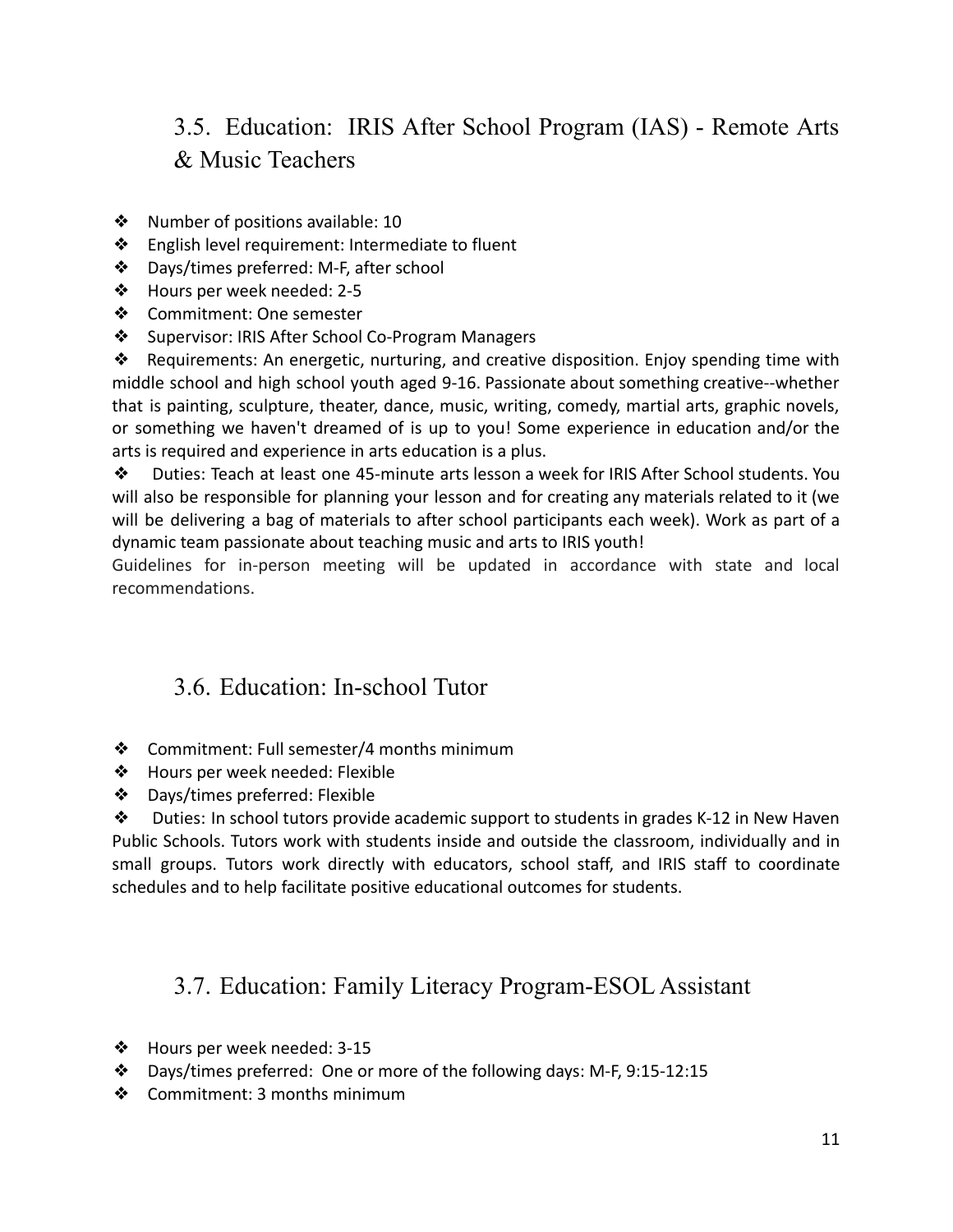## 3.5. Education: IRIS After School Program (IAS) - Remote Arts & Music Teachers

- Number of positions available: 10
- English level requirement: Intermediate to fluent
- Days/times preferred: M-F, after school
- Hours per week needed: 2-5
- Commitment: One semester
- Supervisor: IRIS After School Co-Program Managers
- Requirements: An energetic, nurturing, and creative disposition. Enjoy spending time with middle school and high school youth aged 9-16. Passionate about something creative--whether that is painting, sculpture, theater, dance, music, writing, comedy, martial arts, graphic novels, or something we haven't dreamed of is up to you! Some experience in education and/or the arts is required and experience in arts education is a plus.
- Duties: Teach at least one 45-minute arts lesson a week for IRIS After School students. You will also be responsible for planning your lesson and for creating any materials related to it (we will be delivering a bag of materials to after school participants each week). Work as part of a dynamic team passionate about teaching music and arts to IRIS youth!

Guidelines for in-person meeting will be updated in accordance with state and local recommendations.

## 3.6. Education: In-school Tutor

- Commitment: Full semester/4 months minimum
- Hours per week needed: Flexible
- Days/times preferred: Flexible
- Duties: In school tutors provide academic support to students in grades K-12 in New Haven Public Schools. Tutors work with students inside and outside the classroom, individually and in small groups. Tutors work directly with educators, school staff, and IRIS staff to coordinate schedules and to help facilitate positive educational outcomes for students.

## 3.7. Education: Family Literacy Program-ESOL Assistant

- Hours per week needed: 3-15
- Days/times preferred: One or more of the following days: M-F, 9:15-12:15
- Commitment: 3 months minimum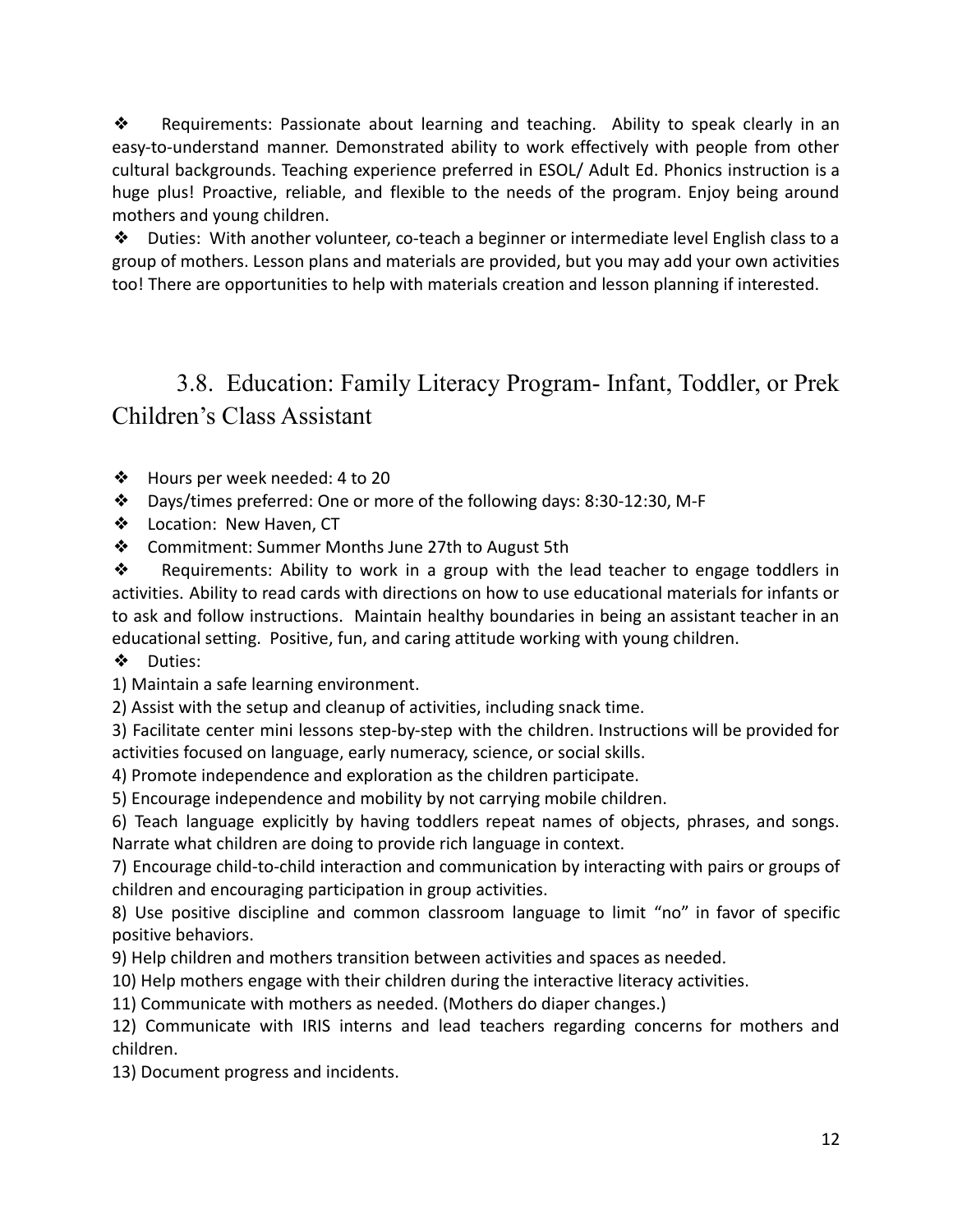- ❖ Requirements: Passionate about learning and teaching. Ability to speak clearly in an easy-to-understand manner. Demonstrated ability to work effectively with people from other cultural backgrounds. Teaching experience preferred in ESOL/ Adult Ed. Phonics instruction is a huge plus! Proactive, reliable, and flexible to the needs of the program. Enjoy being around mothers and young children.
- ❖ Duties: With another volunteer, co-teach a beginner or intermediate level English class to a group of mothers. Lesson plans and materials are provided, but you may add your own activities too! There are opportunities to help with materials creation and lesson planning if interested.

## 3.8. Education: Family Literacy Program- Infant, Toddler, or Prek Children's Class Assistant

- ❖ Hours per week needed: 4 to 20
- ❖ Days/times preferred: One or more of the following days: 8:30-12:30, M-F
- ❖ Location: New Haven, CT
- ❖ Commitment: Summer Months June 27th to August 5th
- ❖ Requirements: Ability to work in a group with the lead teacher to engage toddlers in activities. Ability to read cards with directions on how to use educational materials for infants or to ask and follow instructions. Maintain healthy boundaries in being an assistant teacher in an educational setting. Positive, fun, and caring attitude working with young children.
- ❖ Duties:

1) Maintain a safe learning environment.
2) Assist with the setup and cleanup of activities, including snack time.
3) Facilitate center mini lessons step-by-step with the children. Instructions will be provided for activities focused on language, early numeracy, science, or social skills.
4) Promote independence and exploration as the children participate.
5) Encourage independence and mobility by not carrying mobile children.
6) Teach language explicitly by having toddlers repeat names of objects, phrases, and songs. Narrate what children are doing to provide rich language in context.
7) Encourage child-to-child interaction and communication by interacting with pairs or groups of children and encouraging participation in group activities.
8) Use positive discipline and common classroom language to limit "no" in favor of specific positive behaviors.
9) Help children and mothers transition between activities and spaces as needed.
10) Help mothers engage with their children during the interactive literacy activities.
11) Communicate with mothers as needed. (Mothers do diaper changes.)
12) Communicate with IRIS interns and lead teachers regarding concerns for mothers and children.
13) Document progress and incidents.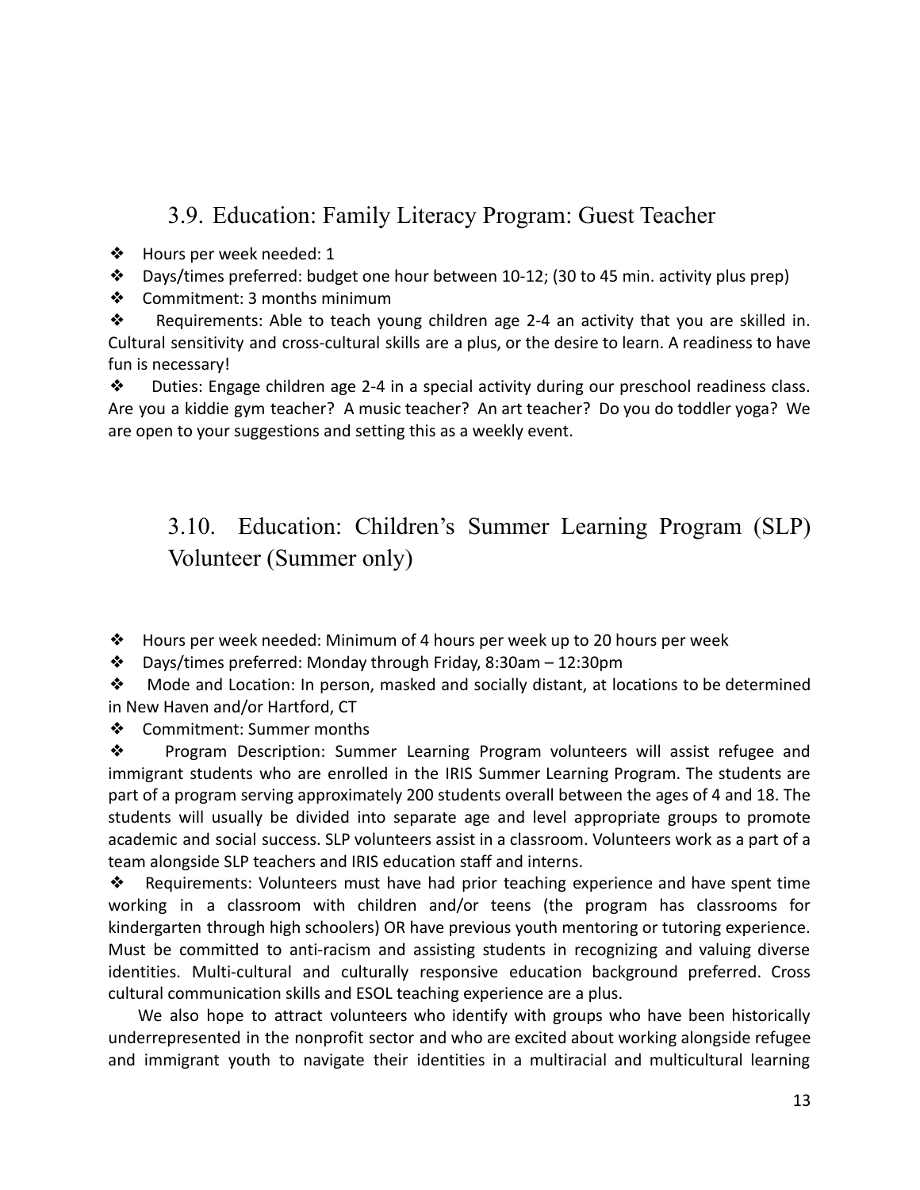## 3.9. Education: Family Literacy Program: Guest Teacher

- Hours per week needed: 1
- Days/times preferred: budget one hour between 10-12; (30 to 45 min. activity plus prep)
- Commitment: 3 months minimum
- Requirements: Able to teach young children age 2-4 an activity that you are skilled in. Cultural sensitivity and cross-cultural skills are a plus, or the desire to learn. A readiness to have fun is necessary!
- Duties: Engage children age 2-4 in a special activity during our preschool readiness class. Are you a kiddie gym teacher? A music teacher? An art teacher? Do you do toddler yoga? We are open to your suggestions and setting this as a weekly event.

## 3.10. Education: Children's Summer Learning Program (SLP) Volunteer (Summer only)

- Hours per week needed: Minimum of 4 hours per week up to 20 hours per week
- Days/times preferred: Monday through Friday, 8:30am – 12:30pm
- Mode and Location: In person, masked and socially distant, at locations to be determined in New Haven and/or Hartford, CT
- Commitment: Summer months
- Program Description: Summer Learning Program volunteers will assist refugee and immigrant students who are enrolled in the IRIS Summer Learning Program. The students are part of a program serving approximately 200 students overall between the ages of 4 and 18. The students will usually be divided into separate age and level appropriate groups to promote academic and social success. SLP volunteers assist in a classroom. Volunteers work as a part of a team alongside SLP teachers and IRIS education staff and interns.
- Requirements: Volunteers must have had prior teaching experience and have spent time working in a classroom with children and/or teens (the program has classrooms for kindergarten through high schoolers) OR have previous youth mentoring or tutoring experience. Must be committed to anti-racism and assisting students in recognizing and valuing diverse identities. Multi-cultural and culturally responsive education background preferred. Cross cultural communication skills and ESOL teaching experience are a plus.

We also hope to attract volunteers who identify with groups who have been historically underrepresented in the nonprofit sector and who are excited about working alongside refugee and immigrant youth to navigate their identities in a multiracial and multicultural learning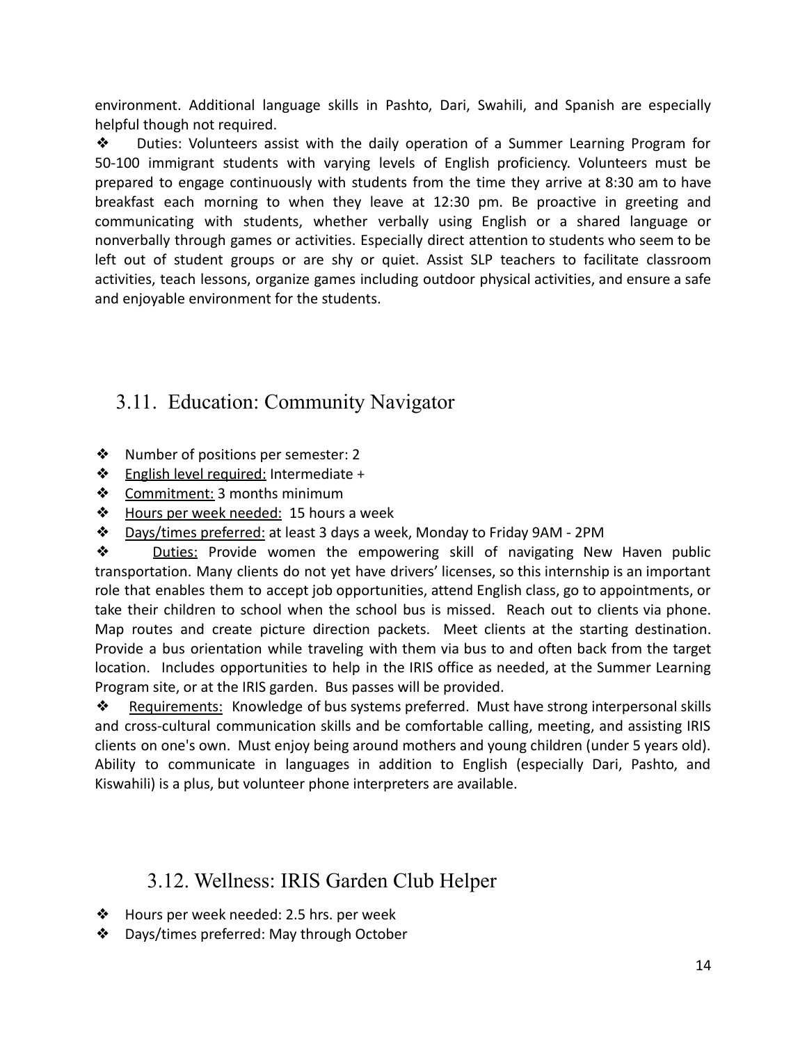environment. Additional language skills in Pashto, Dari, Swahili, and Spanish are especially helpful though not required.

❖ Duties: Volunteers assist with the daily operation of a Summer Learning Program for 50-100 immigrant students with varying levels of English proficiency. Volunteers must be prepared to engage continuously with students from the time they arrive at 8:30 am to have breakfast each morning to when they leave at 12:30 pm. Be proactive in greeting and communicating with students, whether verbally using English or a shared language or nonverbally through games or activities. Especially direct attention to students who seem to be left out of student groups or are shy or quiet. Assist SLP teachers to facilitate classroom activities, teach lessons, organize games including outdoor physical activities, and ensure a safe and enjoyable environment for the students.

## 3.11. Education: Community Navigator

- ❖ Number of positions per semester: 2
- ❖ English level required: Intermediate +
- ❖ Commitment: 3 months minimum
- ❖ Hours per week needed: 15 hours a week
- ❖ Days/times preferred: at least 3 days a week, Monday to Friday 9AM - 2PM
- ❖ Duties: Provide women the empowering skill of navigating New Haven public transportation. Many clients do not yet have drivers' licenses, so this internship is an important role that enables them to accept job opportunities, attend English class, go to appointments, or take their children to school when the school bus is missed. Reach out to clients via phone. Map routes and create picture direction packets. Meet clients at the starting destination. Provide a bus orientation while traveling with them via bus to and often back from the target location. Includes opportunities to help in the IRIS office as needed, at the Summer Learning Program site, or at the IRIS garden. Bus passes will be provided.
- ❖ Requirements: Knowledge of bus systems preferred. Must have strong interpersonal skills and cross-cultural communication skills and be comfortable calling, meeting, and assisting IRIS clients on one's own. Must enjoy being around mothers and young children (under 5 years old). Ability to communicate in languages in addition to English (especially Dari, Pashto, and Kiswahili) is a plus, but volunteer phone interpreters are available.

## 3.12. Wellness: IRIS Garden Club Helper

- ❖ Hours per week needed: 2.5 hrs. per week
- ❖ Days/times preferred: May through October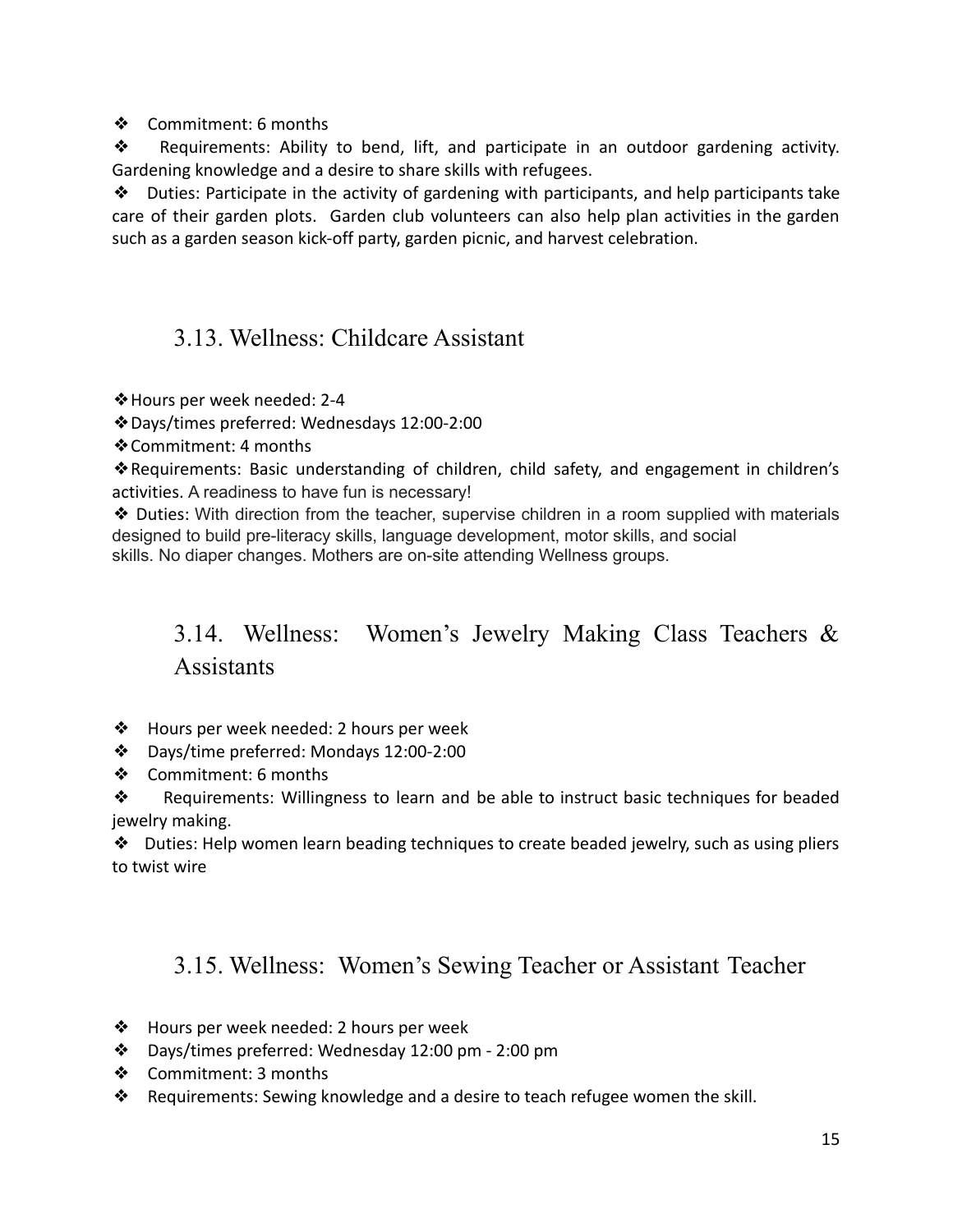- Commitment: 6 months
- Requirements: Ability to bend, lift, and participate in an outdoor gardening activity. Gardening knowledge and a desire to share skills with refugees.
- Duties: Participate in the activity of gardening with participants, and help participants take care of their garden plots. Garden club volunteers can also help plan activities in the garden such as a garden season kick-off party, garden picnic, and harvest celebration.

## 3.13. Wellness: Childcare Assistant

- Hours per week needed: 2-4
- Days/times preferred: Wednesdays 12:00-2:00
- Commitment: 4 months
- Requirements: Basic understanding of children, child safety, and engagement in children's activities. A readiness to have fun is necessary!
- Duties: With direction from the teacher, supervise children in a room supplied with materials designed to build pre-literacy skills, language development, motor skills, and social skills. No diaper changes. Mothers are on-site attending Wellness groups.

## 3.14. Wellness: Women's Jewelry Making Class Teachers & Assistants

- Hours per week needed: 2 hours per week
- Days/time preferred: Mondays 12:00-2:00
- Commitment: 6 months
- Requirements: Willingness to learn and be able to instruct basic techniques for beaded jewelry making.
- Duties: Help women learn beading techniques to create beaded jewelry, such as using pliers to twist wire

## 3.15. Wellness: Women's Sewing Teacher or Assistant Teacher

- Hours per week needed: 2 hours per week
- Days/times preferred: Wednesday 12:00 pm - 2:00 pm
- Commitment: 3 months
- Requirements: Sewing knowledge and a desire to teach refugee women the skill.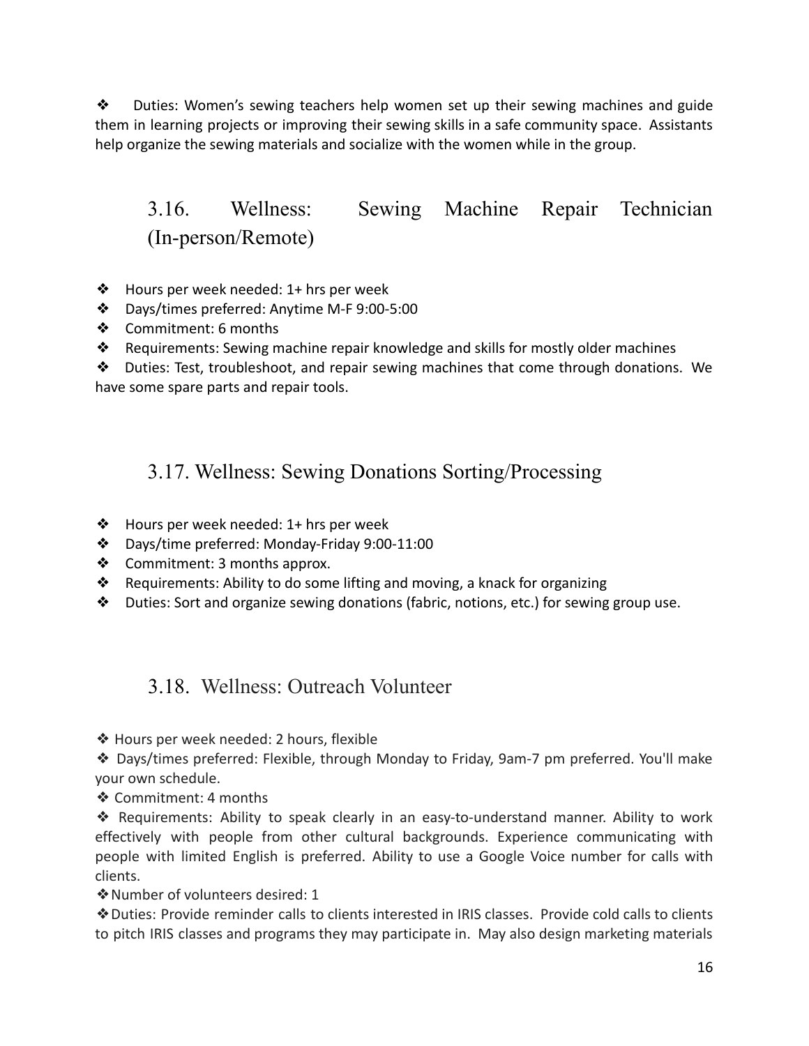❖ Duties: Women's sewing teachers help women set up their sewing machines and guide them in learning projects or improving their sewing skills in a safe community space. Assistants help organize the sewing materials and socialize with the women while in the group.

## 3.16. Wellness: Sewing Machine Repair Technician (In-person/Remote)

- ❖ Hours per week needed: 1+ hrs per week
- ❖ Days/times preferred: Anytime M-F 9:00-5:00
- ❖ Commitment: 6 months
- ❖ Requirements: Sewing machine repair knowledge and skills for mostly older machines
- ❖ Duties: Test, troubleshoot, and repair sewing machines that come through donations. We have some spare parts and repair tools.

## 3.17. Wellness: Sewing Donations Sorting/Processing

- ❖ Hours per week needed: 1+ hrs per week
- ❖ Days/time preferred: Monday-Friday 9:00-11:00
- ❖ Commitment: 3 months approx.
- ❖ Requirements: Ability to do some lifting and moving, a knack for organizing
- ❖ Duties: Sort and organize sewing donations (fabric, notions, etc.) for sewing group use.

## 3.18. Wellness: Outreach Volunteer

- ❖ Hours per week needed: 2 hours, flexible
- ❖ Days/times preferred: Flexible, through Monday to Friday, 9am-7 pm preferred. You'll make your own schedule.
- ❖ Commitment: 4 months
- ❖ Requirements: Ability to speak clearly in an easy-to-understand manner. Ability to work effectively with people from other cultural backgrounds. Experience communicating with people with limited English is preferred. Ability to use a Google Voice number for calls with clients.
- ❖ Number of volunteers desired: 1
- ❖ Duties: Provide reminder calls to clients interested in IRIS classes. Provide cold calls to clients to pitch IRIS classes and programs they may participate in. May also design marketing materials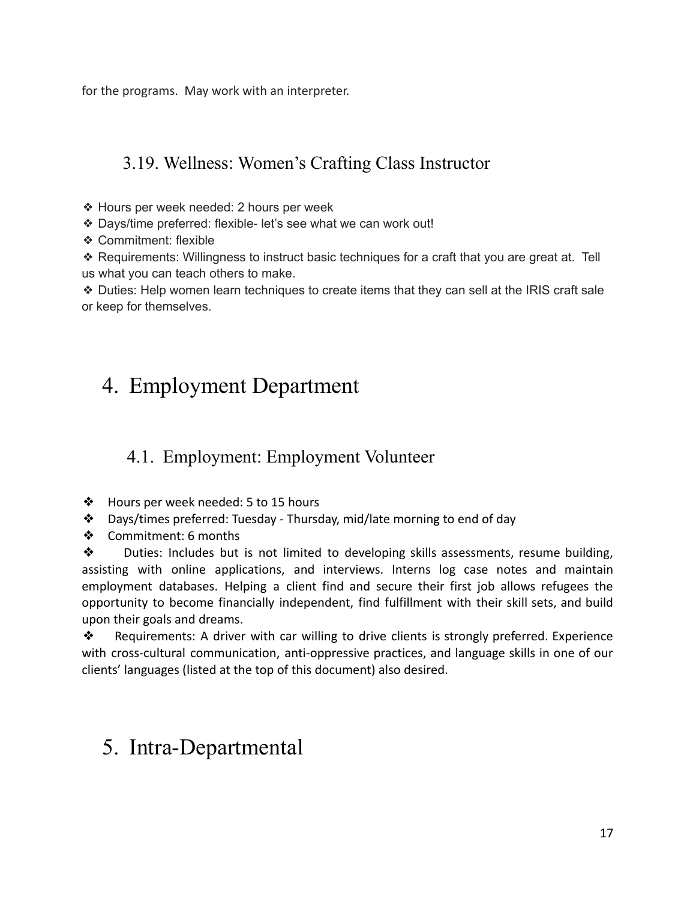for the programs. May work with an interpreter.

### 3.19. Wellness: Women's Crafting Class Instructor

❖ Hours per week needed: 2 hours per week

❖ Days/time preferred: flexible- let's see what we can work out!

❖ Commitment: flexible

❖ Requirements: Willingness to instruct basic techniques for a craft that you are great at. Tell us what you can teach others to make.

❖ Duties: Help women learn techniques to create items that they can sell at the IRIS craft sale or keep for themselves.

## 4. Employment Department

### 4.1. Employment: Employment Volunteer

❖ Hours per week needed: 5 to 15 hours

❖ Days/times preferred: Tuesday - Thursday, mid/late morning to end of day

❖ Commitment: 6 months

❖ Duties: Includes but is not limited to developing skills assessments, resume building, assisting with online applications, and interviews. Interns log case notes and maintain employment databases. Helping a client find and secure their first job allows refugees the opportunity to become financially independent, find fulfillment with their skill sets, and build upon their goals and dreams.

❖ Requirements: A driver with car willing to drive clients is strongly preferred. Experience with cross-cultural communication, anti-oppressive practices, and language skills in one of our clients' languages (listed at the top of this document) also desired.

## 5. Intra-Departmental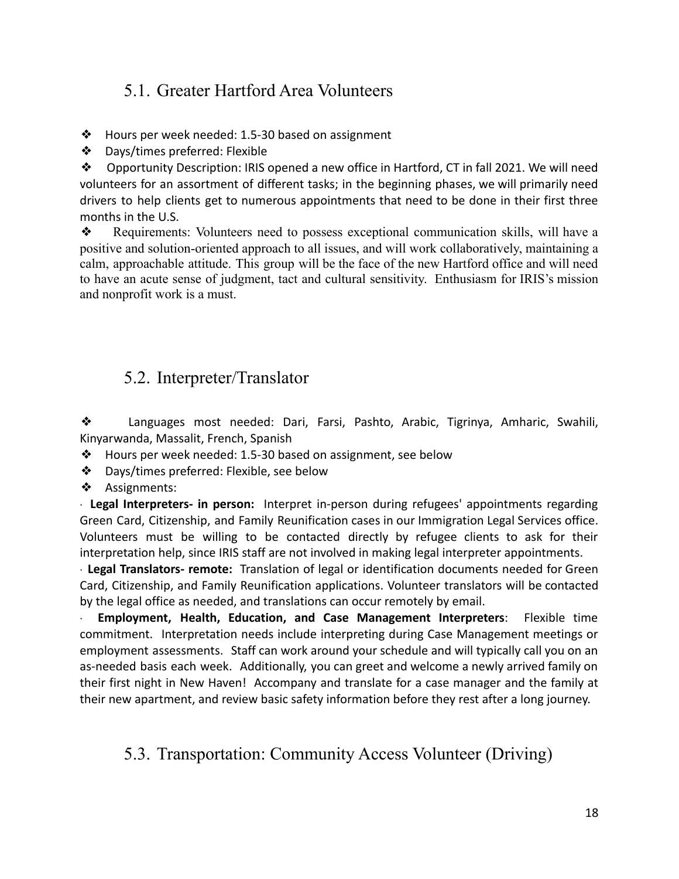## 5.1. Greater Hartford Area Volunteers

- Hours per week needed: 1.5-30 based on assignment
- Days/times preferred: Flexible
- Opportunity Description: IRIS opened a new office in Hartford, CT in fall 2021. We will need volunteers for an assortment of different tasks; in the beginning phases, we will primarily need drivers to help clients get to numerous appointments that need to be done in their first three months in the U.S.
- Requirements: Volunteers need to possess exceptional communication skills, will have a positive and solution-oriented approach to all issues, and will work collaboratively, maintaining a calm, approachable attitude. This group will be the face of the new Hartford office and will need to have an acute sense of judgment, tact and cultural sensitivity. Enthusiasm for IRIS's mission and nonprofit work is a must.

## 5.2. Interpreter/Translator

- Languages most needed: Dari, Farsi, Pashto, Arabic, Tigrinya, Amharic, Swahili, Kinyarwanda, Massalit, French, Spanish
- Hours per week needed: 1.5-30 based on assignment, see below
- Days/times preferred: Flexible, see below
- Assignments:

· **Legal Interpreters- in person:** Interpret in-person during refugees' appointments regarding Green Card, Citizenship, and Family Reunification cases in our Immigration Legal Services office. Volunteers must be willing to be contacted directly by refugee clients to ask for their interpretation help, since IRIS staff are not involved in making legal interpreter appointments.

· **Legal Translators- remote:** Translation of legal or identification documents needed for Green Card, Citizenship, and Family Reunification applications. Volunteer translators will be contacted by the legal office as needed, and translations can occur remotely by email.

· **Employment, Health, Education, and Case Management Interpreters**: Flexible time commitment. Interpretation needs include interpreting during Case Management meetings or employment assessments. Staff can work around your schedule and will typically call you on an as-needed basis each week. Additionally, you can greet and welcome a newly arrived family on their first night in New Haven! Accompany and translate for a case manager and the family at their new apartment, and review basic safety information before they rest after a long journey.

## 5.3. Transportation: Community Access Volunteer (Driving)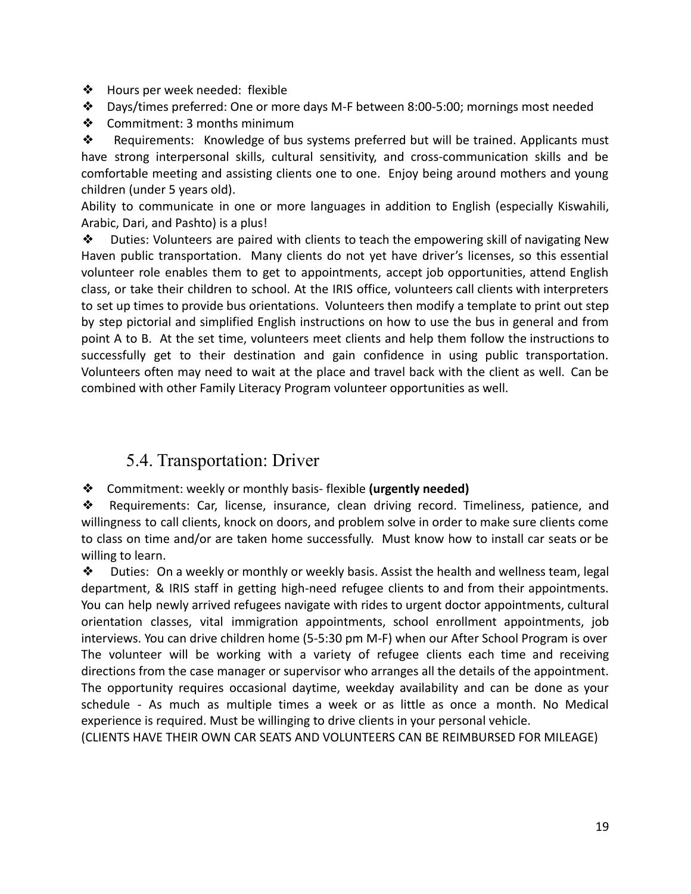- Hours per week needed: flexible
- Days/times preferred: One or more days M-F between 8:00-5:00; mornings most needed
- Commitment: 3 months minimum
- Requirements: Knowledge of bus systems preferred but will be trained. Applicants must have strong interpersonal skills, cultural sensitivity, and cross-communication skills and be comfortable meeting and assisting clients one to one. Enjoy being around mothers and young children (under 5 years old).

Ability to communicate in one or more languages in addition to English (especially Kiswahili, Arabic, Dari, and Pashto) is a plus!

- Duties: Volunteers are paired with clients to teach the empowering skill of navigating New Haven public transportation. Many clients do not yet have driver's licenses, so this essential volunteer role enables them to get to appointments, accept job opportunities, attend English class, or take their children to school. At the IRIS office, volunteers call clients with interpreters to set up times to provide bus orientations. Volunteers then modify a template to print out step by step pictorial and simplified English instructions on how to use the bus in general and from point A to B. At the set time, volunteers meet clients and help them follow the instructions to successfully get to their destination and gain confidence in using public transportation. Volunteers often may need to wait at the place and travel back with the client as well. Can be combined with other Family Literacy Program volunteer opportunities as well.

## 5.4. Transportation: Driver

- Commitment: weekly or monthly basis- flexible **(urgently needed)**
- Requirements: Car, license, insurance, clean driving record. Timeliness, patience, and willingness to call clients, knock on doors, and problem solve in order to make sure clients come to class on time and/or are taken home successfully. Must know how to install car seats or be willing to learn.
- Duties: On a weekly or monthly or weekly basis. Assist the health and wellness team, legal department, & IRIS staff in getting high-need refugee clients to and from their appointments. You can help newly arrived refugees navigate with rides to urgent doctor appointments, cultural orientation classes, vital immigration appointments, school enrollment appointments, job interviews. You can drive children home (5-5:30 pm M-F) when our After School Program is over The volunteer will be working with a variety of refugee clients each time and receiving directions from the case manager or supervisor who arranges all the details of the appointment. The opportunity requires occasional daytime, weekday availability and can be done as your schedule - As much as multiple times a week or as little as once a month. No Medical experience is required. Must be willinging to drive clients in your personal vehicle.

(CLIENTS HAVE THEIR OWN CAR SEATS AND VOLUNTEERS CAN BE REIMBURSED FOR MILEAGE)